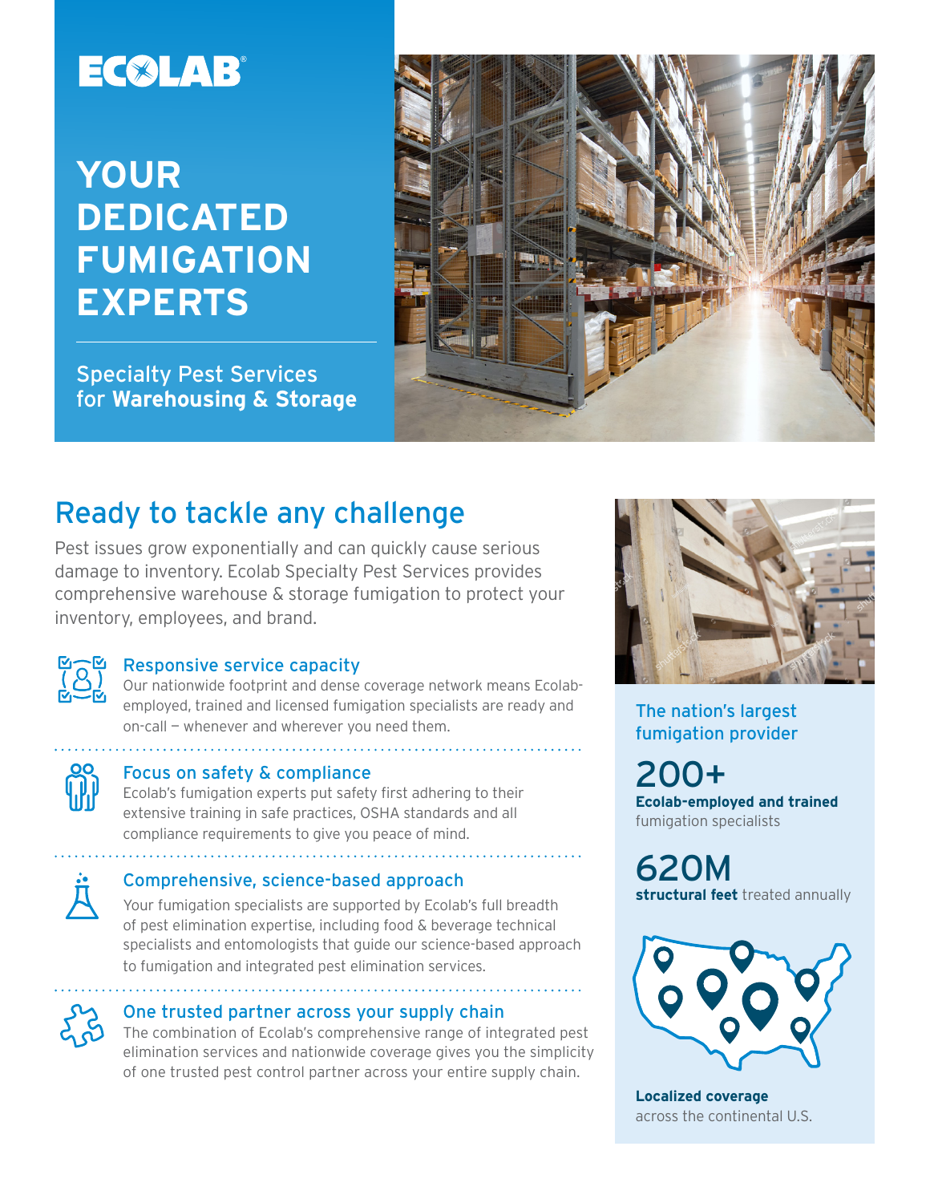ECOLAB

# YOUR DEDICATED FUMIGATION EXPERTS

Specialty Pest Services for **Warehousing & Storage**

## Ready to tackle any challenge

Pest issues grow exponentially and can quickly cause serious damage to inventory. Ecolab Specialty Pest Services provides comprehensive warehouse & storage fumigation to protect your inventory, employees, and brand.

### Responsive service capacity

Our nationwide footprint and dense coverage network means Ecolab-employed, trained and licensed fumigation specialists are ready and on-call – whenever and wherever you need them.

### Focus on safety & compliance

Ecolab's fumigation experts put safety first adhering to their extensive training in safe practices, OSHA standards and all compliance requirements to give you peace of mind.

### Comprehensive, science-based approach

Your fumigation specialists are supported by Ecolab's full breadth of pest elimination expertise, including food & beverage technical specialists and entomologists that guide our science-based approach to fumigation and integrated pest elimination services.

### One trusted partner across your supply chain

The combination of Ecolab's comprehensive range of integrated pest elimination services and nationwide coverage gives you the simplicity of one trusted pest control partner across your entire supply chain.

### The nation's largest fumigation provider

**200+**
**Ecolab-employed and trained** fumigation specialists

**620M**
**structural feet** treated annually

**Localized coverage** across the continental U.S.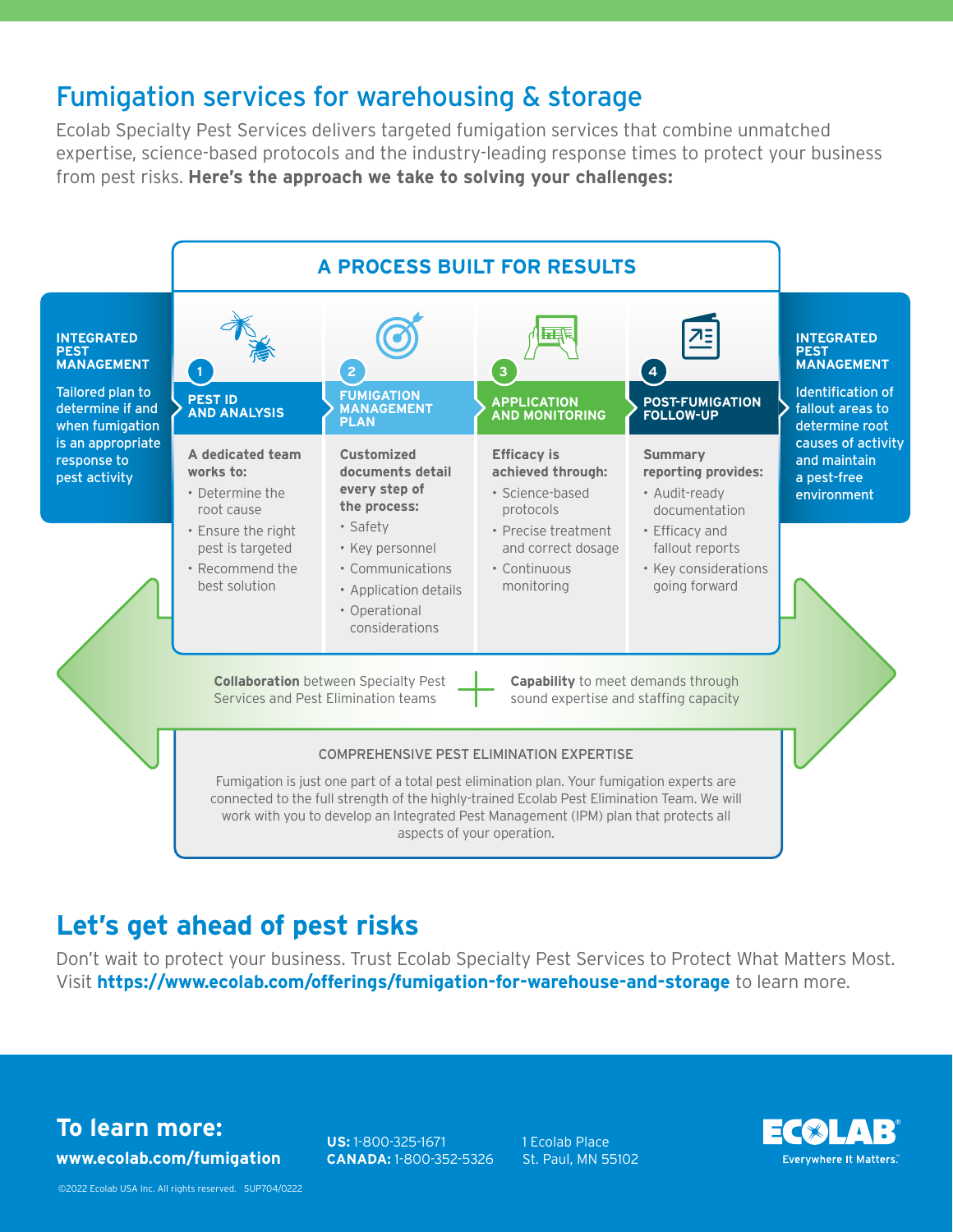## Fumigation services for warehousing & storage

Ecolab Specialty Pest Services delivers targeted fumigation services that combine unmatched expertise, science-based protocols and the industry-leading response times to protect your business from pest risks. **Here's the approach we take to solving your challenges:**

### A PROCESS BUILT FOR RESULTS

**INTEGRATED PEST MANAGEMENT**

Tailored plan to determine if and when fumigation is an appropriate response to pest activity

**1 PEST ID AND ANALYSIS**

**A dedicated team works to:**

- Determine the root cause
- Ensure the right pest is targeted
- Recommend the best solution

**2 FUMIGATION MANAGEMENT PLAN**

**Customized documents detail every step of the process:**

- Safety
- Key personnel
- Communications
- Application details
- Operational considerations

**3 APPLICATION AND MONITORING**

**Efficacy is achieved through:**

- Science-based protocols
- Precise treatment and correct dosage
- Continuous monitoring

**4 POST-FUMIGATION FOLLOW-UP**

**Summary reporting provides:**

- Audit-ready documentation
- Efficacy and fallout reports
- Key considerations going forward

**INTEGRATED PEST MANAGEMENT**

Identification of fallout areas to determine root causes of activity and maintain a pest-free environment

**Collaboration** between Specialty Pest Services and Pest Elimination teams

+

**Capability** to meet demands through sound expertise and staffing capacity

**COMPREHENSIVE PEST ELIMINATION EXPERTISE**

Fumigation is just one part of a total pest elimination plan. Your fumigation experts are connected to the full strength of the highly-trained Ecolab Pest Elimination Team. We will work with you to develop an Integrated Pest Management (IPM) plan that protects all aspects of your operation.

## Let's get ahead of pest risks

Don't wait to protect your business. Trust Ecolab Specialty Pest Services to Protect What Matters Most. Visit **https://www.ecolab.com/offerings/fumigation-for-warehouse-and-storage** to learn more.

## To learn more:

**www.ecolab.com/fumigation**

**US:** 1-800-325-1671
**CANADA:** 1-800-352-5326

1 Ecolab Place
St. Paul, MN 55102

ECOLAB® Everywhere It Matters.™

©2022 Ecolab USA Inc. All rights reserved. SUP704/0222